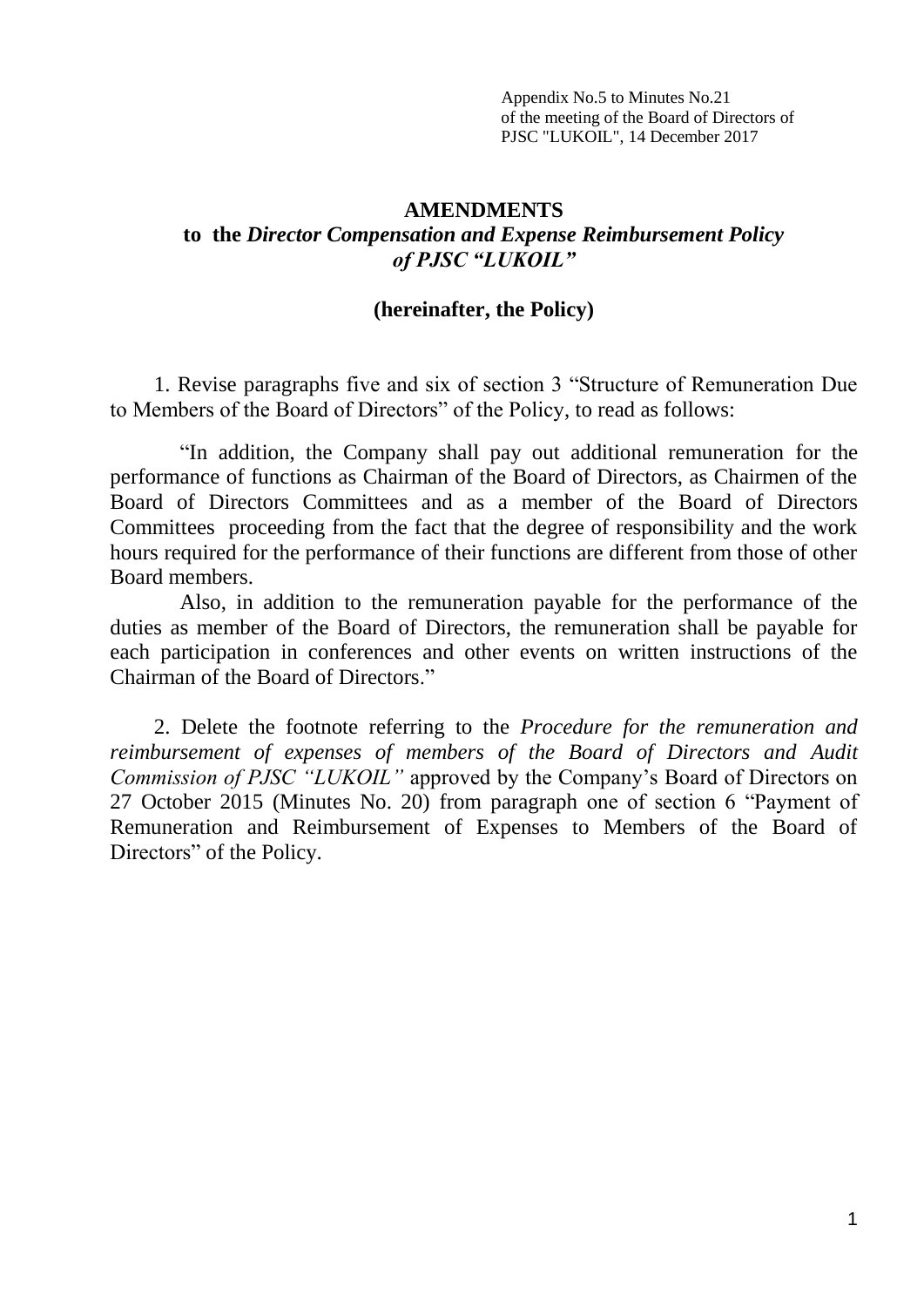Appendix No.5 to Minutes No.21
of the meeting of the Board of Directors of
PJSC "LUKOIL", 14 December 2017

# AMENDMENTS
## to the *Director Compensation and Expense Reimbursement Policy of PJSC "LUKOIL"*

**(hereinafter, the Policy)**

1. Revise paragraphs five and six of section 3 "Structure of Remuneration Due to Members of the Board of Directors" of the Policy, to read as follows:

"In addition, the Company shall pay out additional remuneration for the performance of functions as Chairman of the Board of Directors, as Chairmen of the Board of Directors Committees and as a member of the Board of Directors Committees proceeding from the fact that the degree of responsibility and the work hours required for the performance of their functions are different from those of other Board members.

Also, in addition to the remuneration payable for the performance of the duties as member of the Board of Directors, the remuneration shall be payable for each participation in conferences and other events on written instructions of the Chairman of the Board of Directors."

2. Delete the footnote referring to the *Procedure for the remuneration and reimbursement of expenses of members of the Board of Directors and Audit Commission of PJSC "LUKOIL"* approved by the Company's Board of Directors on 27 October 2015 (Minutes No. 20) from paragraph one of section 6 "Payment of Remuneration and Reimbursement of Expenses to Members of the Board of Directors" of the Policy.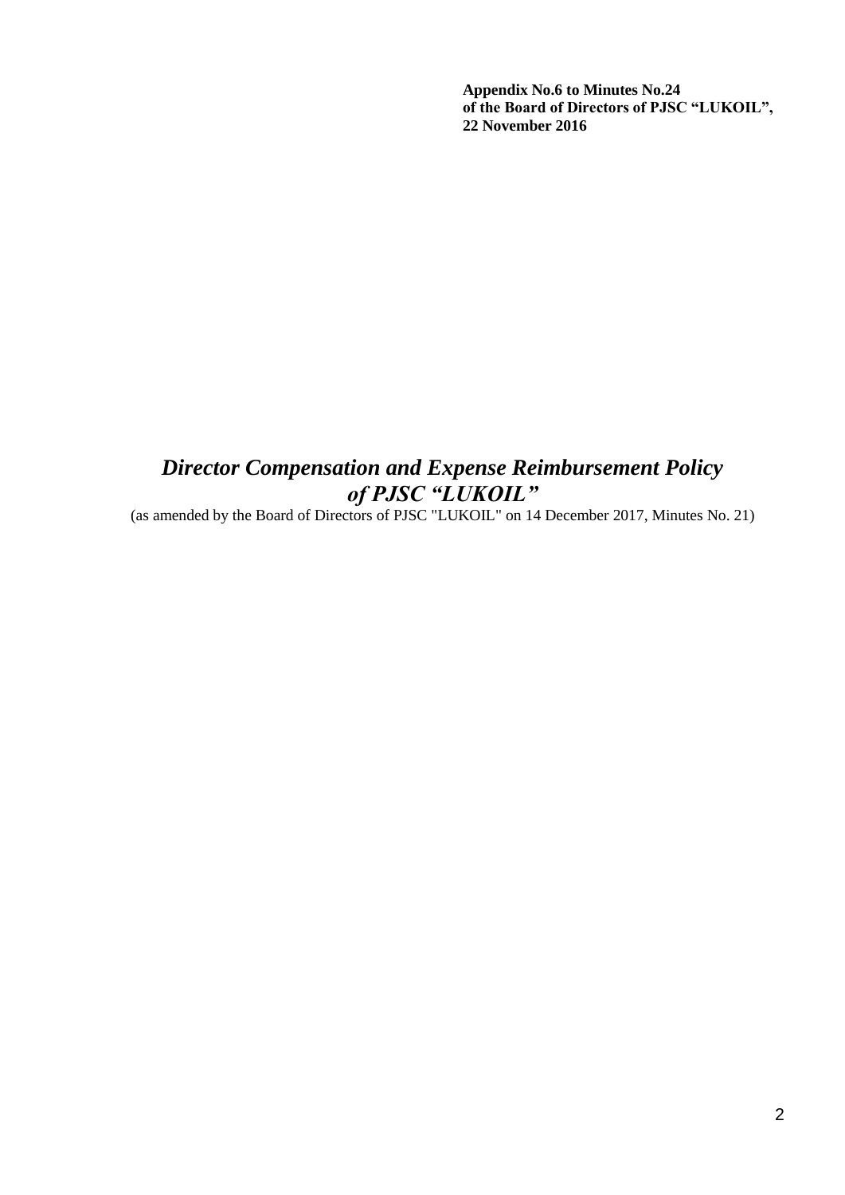**Appendix No.6 to Minutes No.24**
**of the Board of Directors of PJSC “LUKOIL”,**
**22 November 2016**

# *Director Compensation and Expense Reimbursement Policy of PJSC “LUKOIL”*

(as amended by the Board of Directors of PJSC "LUKOIL" on 14 December 2017, Minutes No. 21)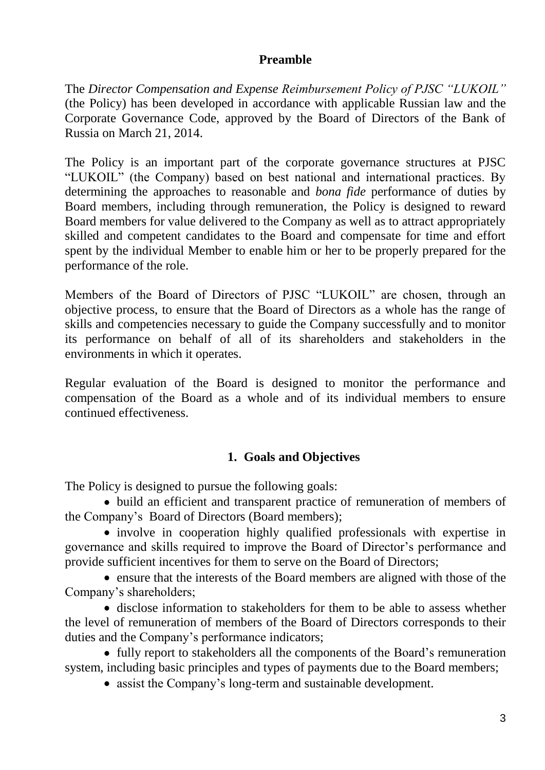## Preamble

The *Director Compensation and Expense Reimbursement Policy of PJSC "LUKOIL"* (the Policy) has been developed in accordance with applicable Russian law and the Corporate Governance Code, approved by the Board of Directors of the Bank of Russia on March 21, 2014.

The Policy is an important part of the corporate governance structures at PJSC "LUKOIL" (the Company) based on best national and international practices. By determining the approaches to reasonable and *bona fide* performance of duties by Board members, including through remuneration, the Policy is designed to reward Board members for value delivered to the Company as well as to attract appropriately skilled and competent candidates to the Board and compensate for time and effort spent by the individual Member to enable him or her to be properly prepared for the performance of the role.

Members of the Board of Directors of PJSC "LUKOIL" are chosen, through an objective process, to ensure that the Board of Directors as a whole has the range of skills and competencies necessary to guide the Company successfully and to monitor its performance on behalf of all of its shareholders and stakeholders in the environments in which it operates.

Regular evaluation of the Board is designed to monitor the performance and compensation of the Board as a whole and of its individual members to ensure continued effectiveness.

## 1. Goals and Objectives

The Policy is designed to pursue the following goals:

- build an efficient and transparent practice of remuneration of members of the Company's Board of Directors (Board members);
- involve in cooperation highly qualified professionals with expertise in governance and skills required to improve the Board of Director's performance and provide sufficient incentives for them to serve on the Board of Directors;
- ensure that the interests of the Board members are aligned with those of the Company's shareholders;
- disclose information to stakeholders for them to be able to assess whether the level of remuneration of members of the Board of Directors corresponds to their duties and the Company's performance indicators;
- fully report to stakeholders all the components of the Board's remuneration system, including basic principles and types of payments due to the Board members;
- assist the Company's long-term and sustainable development.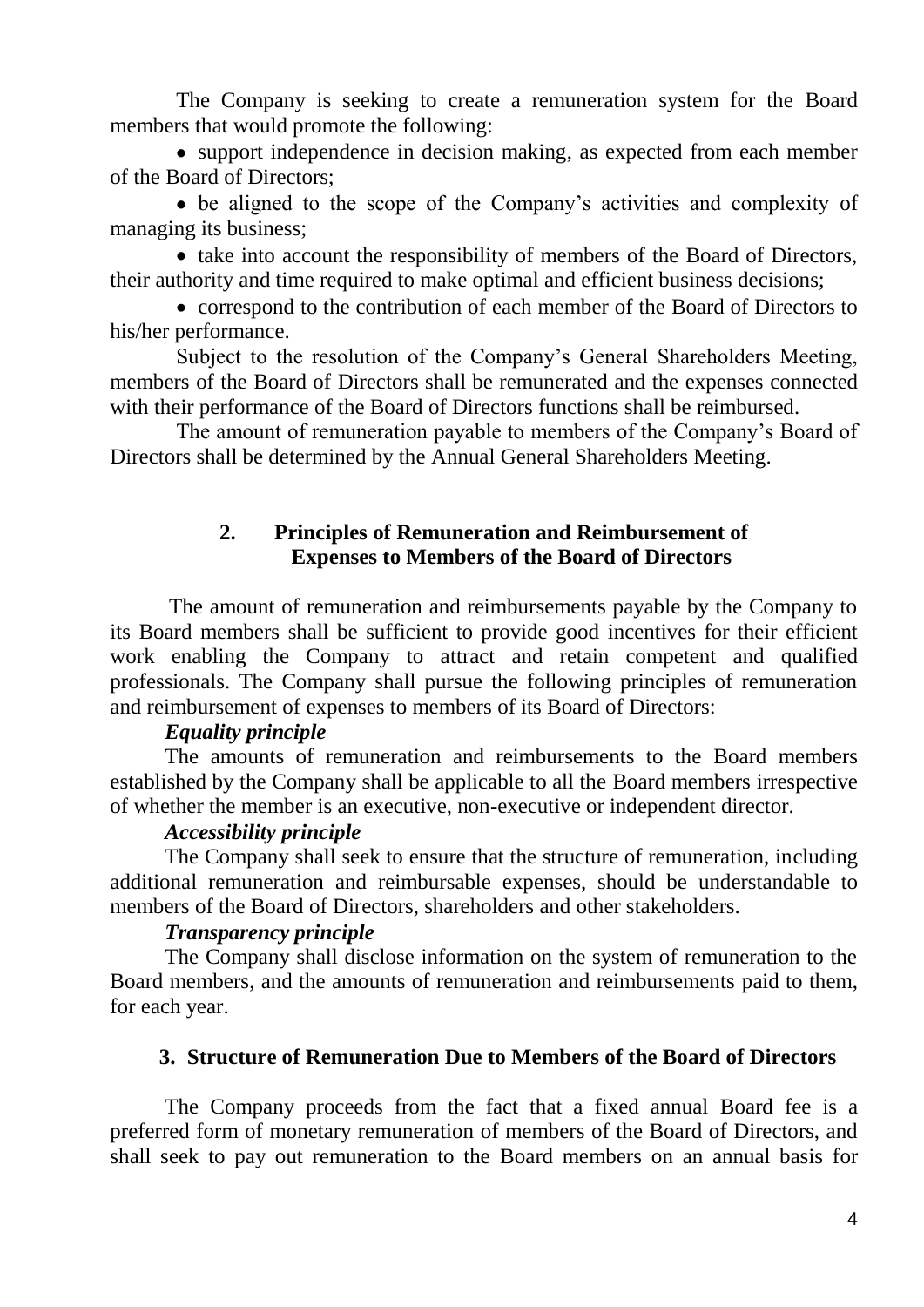The Company is seeking to create a remuneration system for the Board members that would promote the following:

- support independence in decision making, as expected from each member of the Board of Directors;
- be aligned to the scope of the Company's activities and complexity of managing its business;
- take into account the responsibility of members of the Board of Directors, their authority and time required to make optimal and efficient business decisions;
- correspond to the contribution of each member of the Board of Directors to his/her performance.

Subject to the resolution of the Company's General Shareholders Meeting, members of the Board of Directors shall be remunerated and the expenses connected with their performance of the Board of Directors functions shall be reimbursed.

The amount of remuneration payable to members of the Company's Board of Directors shall be determined by the Annual General Shareholders Meeting.

## 2. Principles of Remuneration and Reimbursement of Expenses to Members of the Board of Directors

The amount of remuneration and reimbursements payable by the Company to its Board members shall be sufficient to provide good incentives for their efficient work enabling the Company to attract and retain competent and qualified professionals. The Company shall pursue the following principles of remuneration and reimbursement of expenses to members of its Board of Directors:

***Equality principle***

The amounts of remuneration and reimbursements to the Board members established by the Company shall be applicable to all the Board members irrespective of whether the member is an executive, non-executive or independent director.

***Accessibility principle***

The Company shall seek to ensure that the structure of remuneration, including additional remuneration and reimbursable expenses, should be understandable to members of the Board of Directors, shareholders and other stakeholders.

***Transparency principle***

The Company shall disclose information on the system of remuneration to the Board members, and the amounts of remuneration and reimbursements paid to them, for each year.

## 3. Structure of Remuneration Due to Members of the Board of Directors

The Company proceeds from the fact that a fixed annual Board fee is a preferred form of monetary remuneration of members of the Board of Directors, and shall seek to pay out remuneration to the Board members on an annual basis for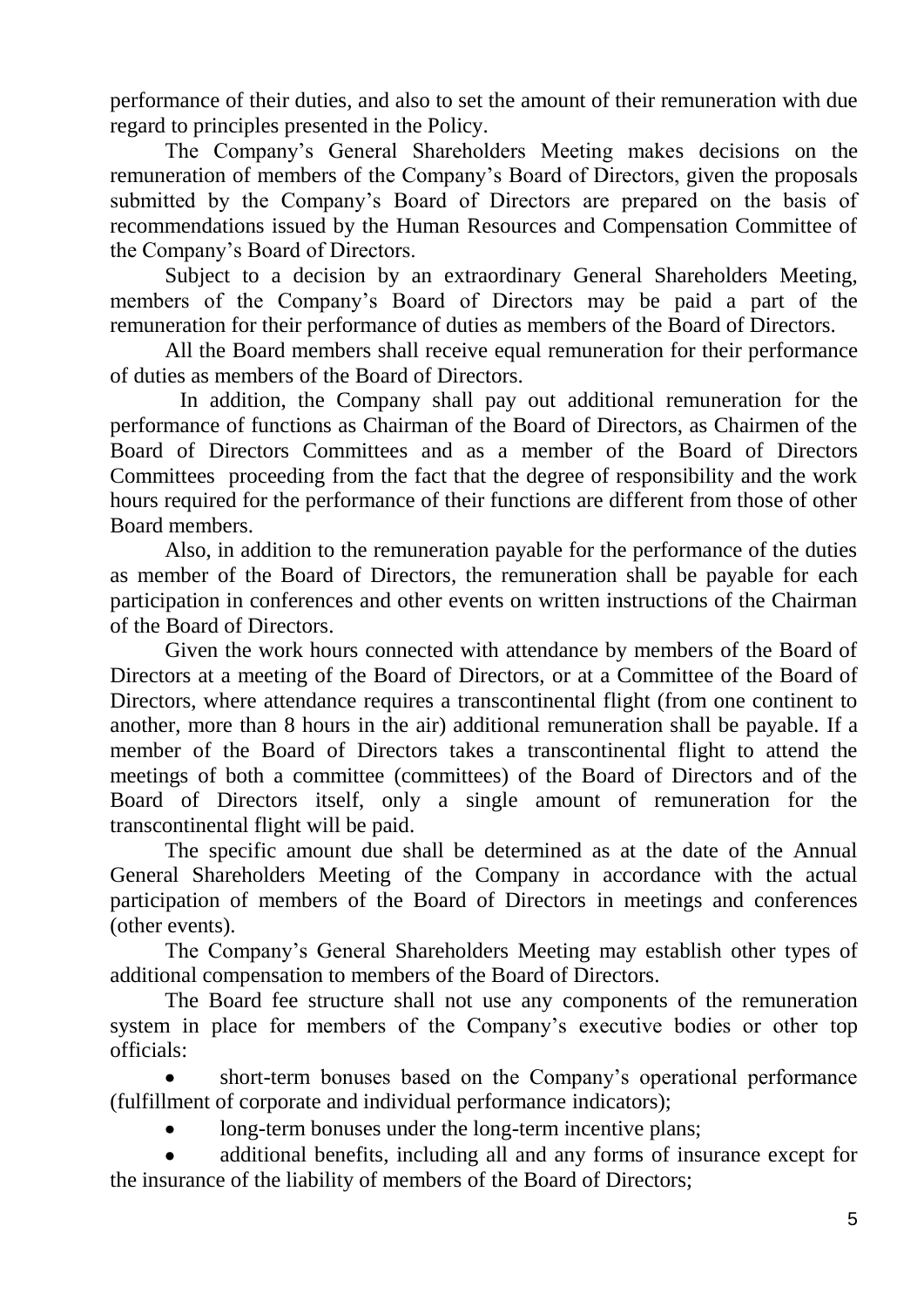performance of their duties, and also to set the amount of their remuneration with due regard to principles presented in the Policy.

The Company's General Shareholders Meeting makes decisions on the remuneration of members of the Company's Board of Directors, given the proposals submitted by the Company's Board of Directors are prepared on the basis of recommendations issued by the Human Resources and Compensation Committee of the Company's Board of Directors.

Subject to a decision by an extraordinary General Shareholders Meeting, members of the Company's Board of Directors may be paid a part of the remuneration for their performance of duties as members of the Board of Directors.

All the Board members shall receive equal remuneration for their performance of duties as members of the Board of Directors.

In addition, the Company shall pay out additional remuneration for the performance of functions as Chairman of the Board of Directors, as Chairmen of the Board of Directors Committees and as a member of the Board of Directors Committees proceeding from the fact that the degree of responsibility and the work hours required for the performance of their functions are different from those of other Board members.

Also, in addition to the remuneration payable for the performance of the duties as member of the Board of Directors, the remuneration shall be payable for each participation in conferences and other events on written instructions of the Chairman of the Board of Directors.

Given the work hours connected with attendance by members of the Board of Directors at a meeting of the Board of Directors, or at a Committee of the Board of Directors, where attendance requires a transcontinental flight (from one continent to another, more than 8 hours in the air) additional remuneration shall be payable. If a member of the Board of Directors takes a transcontinental flight to attend the meetings of both a committee (committees) of the Board of Directors and of the Board of Directors itself, only a single amount of remuneration for the transcontinental flight will be paid.

The specific amount due shall be determined as at the date of the Annual General Shareholders Meeting of the Company in accordance with the actual participation of members of the Board of Directors in meetings and conferences (other events).

The Company's General Shareholders Meeting may establish other types of additional compensation to members of the Board of Directors.

The Board fee structure shall not use any components of the remuneration system in place for members of the Company's executive bodies or other top officials:

- short-term bonuses based on the Company's operational performance (fulfillment of corporate and individual performance indicators);
- long-term bonuses under the long-term incentive plans;
- additional benefits, including all and any forms of insurance except for the insurance of the liability of members of the Board of Directors;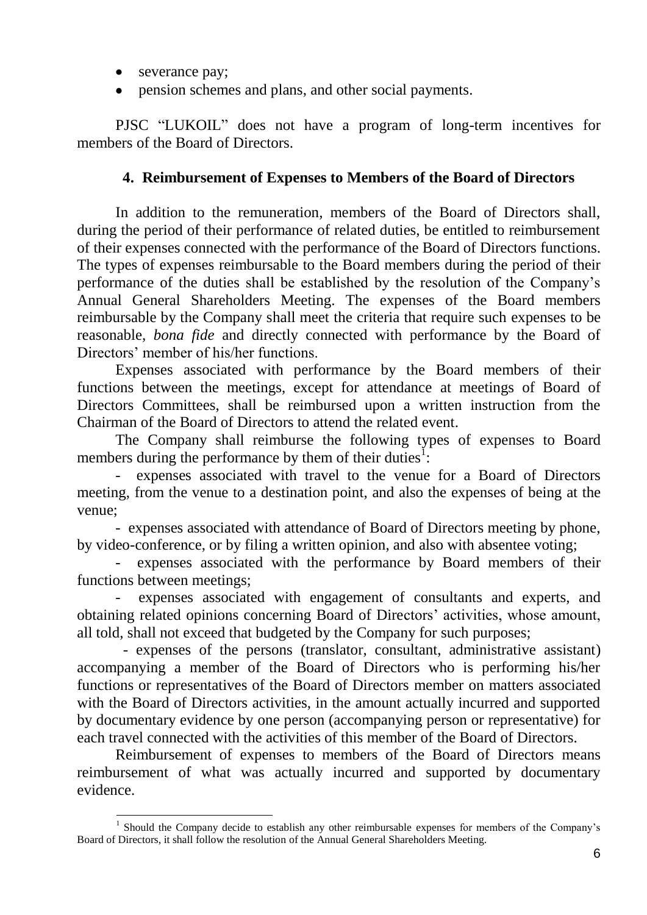- severance pay;
- pension schemes and plans, and other social payments.

PJSC "LUKOIL" does not have a program of long-term incentives for members of the Board of Directors.

## 4. Reimbursement of Expenses to Members of the Board of Directors

In addition to the remuneration, members of the Board of Directors shall, during the period of their performance of related duties, be entitled to reimbursement of their expenses connected with the performance of the Board of Directors functions. The types of expenses reimbursable to the Board members during the period of their performance of the duties shall be established by the resolution of the Company's Annual General Shareholders Meeting. The expenses of the Board members reimbursable by the Company shall meet the criteria that require such expenses to be reasonable, *bona fide* and directly connected with performance by the Board of Directors' member of his/her functions.

Expenses associated with performance by the Board members of their functions between the meetings, except for attendance at meetings of Board of Directors Committees, shall be reimbursed upon a written instruction from the Chairman of the Board of Directors to attend the related event.

The Company shall reimburse the following types of expenses to Board members during the performance by them of their duties[1]:

- expenses associated with travel to the venue for a Board of Directors meeting, from the venue to a destination point, and also the expenses of being at the venue;
- expenses associated with attendance of Board of Directors meeting by phone, by video-conference, or by filing a written opinion, and also with absentee voting;
- expenses associated with the performance by Board members of their functions between meetings;
- expenses associated with engagement of consultants and experts, and obtaining related opinions concerning Board of Directors' activities, whose amount, all told, shall not exceed that budgeted by the Company for such purposes;
- expenses of the persons (translator, consultant, administrative assistant) accompanying a member of the Board of Directors who is performing his/her functions or representatives of the Board of Directors member on matters associated with the Board of Directors activities, in the amount actually incurred and supported by documentary evidence by one person (accompanying person or representative) for each travel connected with the activities of this member of the Board of Directors.

Reimbursement of expenses to members of the Board of Directors means reimbursement of what was actually incurred and supported by documentary evidence.

---

[1] Should the Company decide to establish any other reimbursable expenses for members of the Company's Board of Directors, it shall follow the resolution of the Annual General Shareholders Meeting.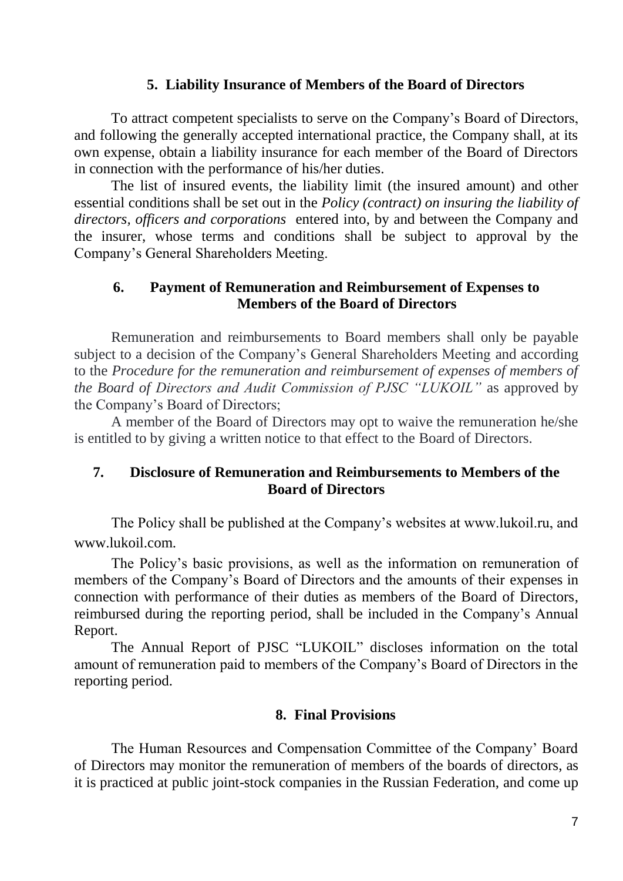## 5. Liability Insurance of Members of the Board of Directors

To attract competent specialists to serve on the Company's Board of Directors, and following the generally accepted international practice, the Company shall, at its own expense, obtain a liability insurance for each member of the Board of Directors in connection with the performance of his/her duties.

The list of insured events, the liability limit (the insured amount) and other essential conditions shall be set out in the *Policy (contract) on insuring the liability of directors, officers and corporations* entered into, by and between the Company and the insurer, whose terms and conditions shall be subject to approval by the Company's General Shareholders Meeting.

## 6. Payment of Remuneration and Reimbursement of Expenses to Members of the Board of Directors

Remuneration and reimbursements to Board members shall only be payable subject to a decision of the Company's General Shareholders Meeting and according to the *Procedure for the remuneration and reimbursement of expenses of members of the Board of Directors and Audit Commission of PJSC "LUKOIL"* as approved by the Company's Board of Directors;

A member of the Board of Directors may opt to waive the remuneration he/she is entitled to by giving a written notice to that effect to the Board of Directors.

## 7. Disclosure of Remuneration and Reimbursements to Members of the Board of Directors

The Policy shall be published at the Company's websites at www.lukoil.ru, and www.lukoil.com.

The Policy's basic provisions, as well as the information on remuneration of members of the Company's Board of Directors and the amounts of their expenses in connection with performance of their duties as members of the Board of Directors, reimbursed during the reporting period, shall be included in the Company's Annual Report.

The Annual Report of PJSC "LUKOIL" discloses information on the total amount of remuneration paid to members of the Company's Board of Directors in the reporting period.

## 8. Final Provisions

The Human Resources and Compensation Committee of the Company' Board of Directors may monitor the remuneration of members of the boards of directors, as it is practiced at public joint-stock companies in the Russian Federation, and come up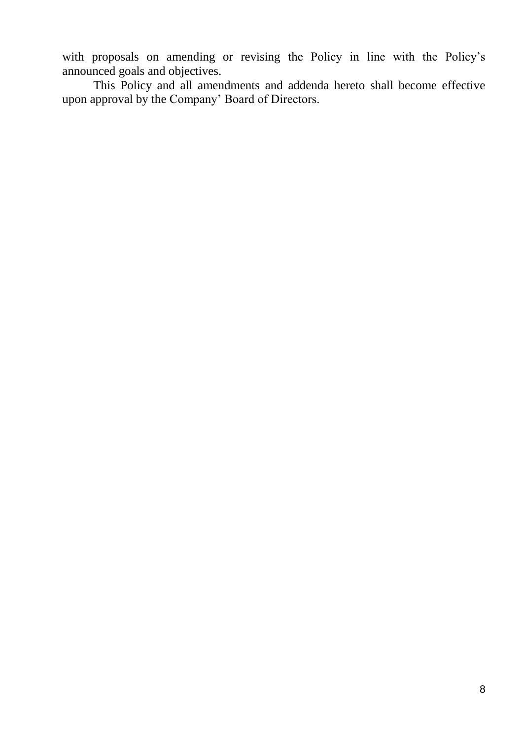with proposals on amending or revising the Policy in line with the Policy's announced goals and objectives.

This Policy and all amendments and addenda hereto shall become effective upon approval by the Company' Board of Directors.